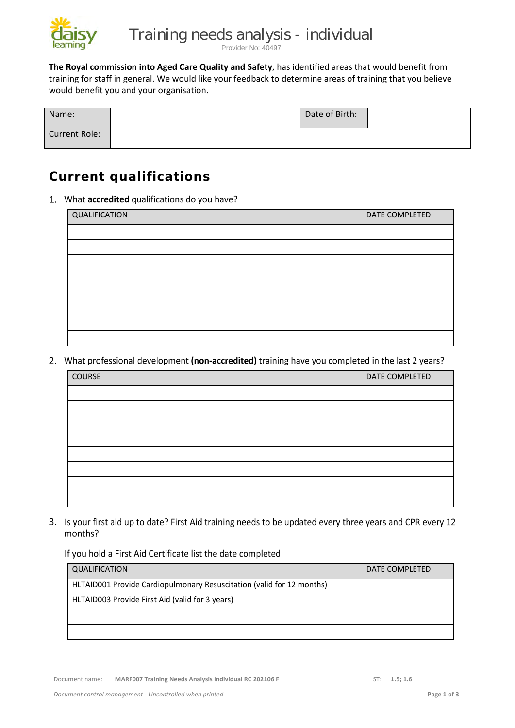# Training needs analysis - individual

Provider No: 40497

**The Royal commission into Aged Care Quality and Safety**, has identified areas that would benefit from training for staff in general. We would like your feedback to determine areas of training that you believe would benefit you and your organisation.

| Name: | | Date of Birth: | |
|---|---|---|---|
| Current Role: | | | |

## Current qualifications

1. What **accredited** qualifications do you have?

| QUALIFICATION | DATE COMPLETED |
|---|---|
| | |
| | |
| | |
| | |
| | |
| | |
| | |
| | |

2. What professional development **(non-accredited)** training have you completed in the last 2 years?

| COURSE | DATE COMPLETED |
|---|---|
| | |
| | |
| | |
| | |
| | |
| | |
| | |
| | |

3. Is your first aid up to date? First Aid training needs to be updated every three years and CPR every 12 months?

If you hold a First Aid Certificate list the date completed

| QUALIFICATION | DATE COMPLETED |
|---|---|
| HLTAID001 Provide Cardiopulmonary Resuscitation (valid for 12 months) | |
| HLTAID003 Provide First Aid (valid for 3 years) | |
| | |
| | |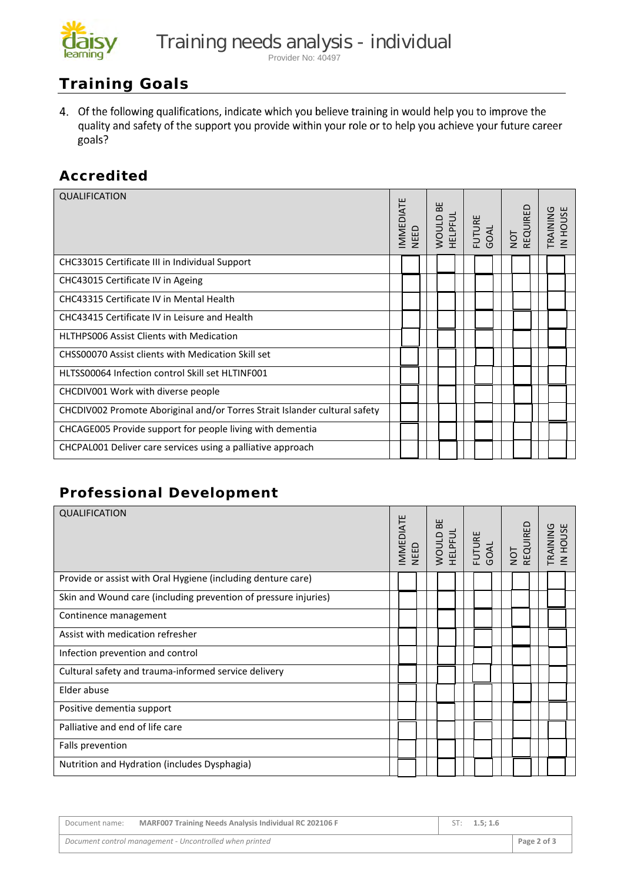# Training needs analysis - individual

Provider No: 40497

## Training Goals

4. Of the following qualifications, indicate which you believe training in would help you to improve the quality and safety of the support you provide within your role or to help you achieve your future career goals?

### Accredited

| QUALIFICATION | IMMEDIATE NEED | WOULD BE HELPFUL | FUTURE GOAL | NOT REQUIRED | TRAINING IN HOUSE |
|---|---|---|---|---|---|
| CHC33015 Certificate III in Individual Support | | | | | |
| CHC43015 Certificate IV in Ageing | | | | | |
| CHC43315 Certificate IV in Mental Health | | | | | |
| CHC43415 Certificate IV in Leisure and Health | | | | | |
| HLTHPS006 Assist Clients with Medication | | | | | |
| CHSS00070 Assist clients with Medication Skill set | | | | | |
| HLTSS00064 Infection control Skill set HLTINF001 | | | | | |
| CHCDIV001 Work with diverse people | | | | | |
| CHCDIV002 Promote Aboriginal and/or Torres Strait Islander cultural safety | | | | | |
| CHCAGE005 Provide support for people living with dementia | | | | | |
| CHCPAL001 Deliver care services using a palliative approach | | | | | |

### Professional Development

| QUALIFICATION | IMMEDIATE NEED | WOULD BE HELPFUL | FUTURE GOAL | NOT REQUIRED | TRAINING IN HOUSE |
|---|---|---|---|---|---|
| Provide or assist with Oral Hygiene (including denture care) | | | | | |
| Skin and Wound care (including prevention of pressure injuries) | | | | | |
| Continence management | | | | | |
| Assist with medication refresher | | | | | |
| Infection prevention and control | | | | | |
| Cultural safety and trauma-informed service delivery | | | | | |
| Elder abuse | | | | | |
| Positive dementia support | | | | | |
| Palliative and end of life care | | | | | |
| Falls prevention | | | | | |
| Nutrition and Hydration (includes Dysphagia) | | | | | |

| Document name: MARF007 Training Needs Analysis Individual RC 202106 F | ST: 1.5; 1.6 |
|---|---|
| *Document control management - Uncontrolled when printed* | |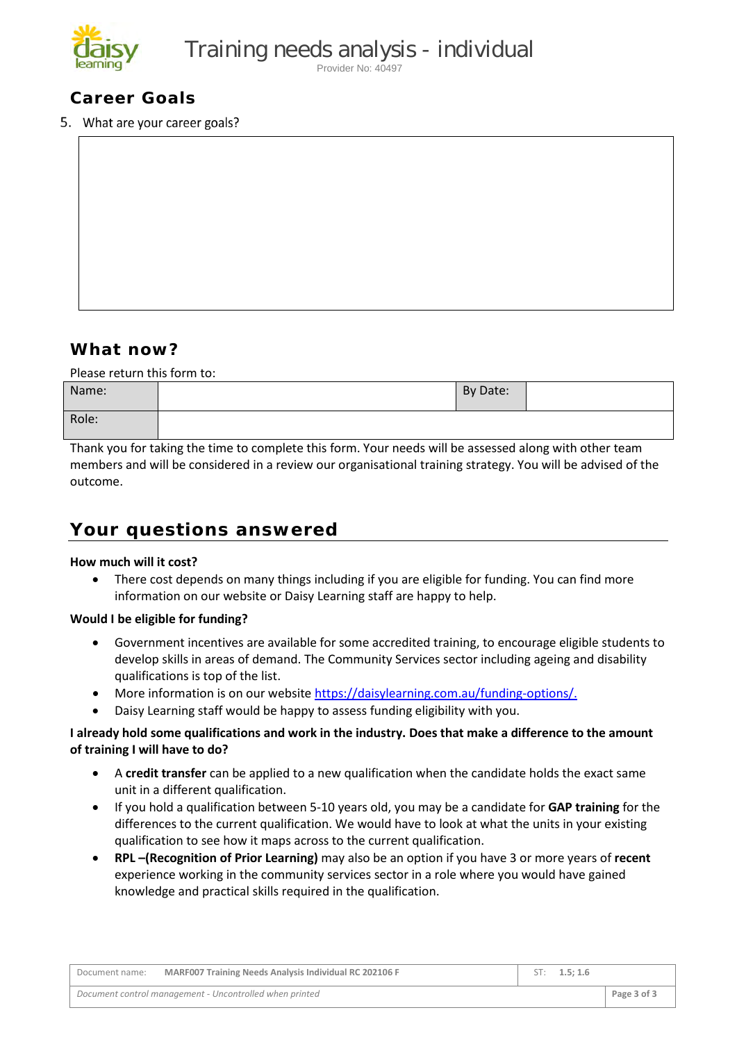## Career Goals

5. What are your career goals?

## What now?

Please return this form to:

| | | | |
|---|---|---|---|
| Name: | | By Date: | |
| Role: | | | |

Thank you for taking the time to complete this form. Your needs will be assessed along with other team members and will be considered in a review our organisational training strategy. You will be advised of the outcome.

## Your questions answered

**How much will it cost?**

- There cost depends on many things including if you are eligible for funding. You can find more information on our website or Daisy Learning staff are happy to help.

**Would I be eligible for funding?**

- Government incentives are available for some accredited training, to encourage eligible students to develop skills in areas of demand. The Community Services sector including ageing and disability qualifications is top of the list.
- More information is on our website https://daisylearning.com.au/funding-options/.
- Daisy Learning staff would be happy to assess funding eligibility with you.

**I already hold some qualifications and work in the industry. Does that make a difference to the amount of training I will have to do?**

- A **credit transfer** can be applied to a new qualification when the candidate holds the exact same unit in a different qualification.
- If you hold a qualification between 5-10 years old, you may be a candidate for **GAP training** for the differences to the current qualification. We would have to look at what the units in your existing qualification to see how it maps across to the current qualification.
- **RPL –(Recognition of Prior Learning)** may also be an option if you have 3 or more years of **recent** experience working in the community services sector in a role where you would have gained knowledge and practical skills required in the qualification.